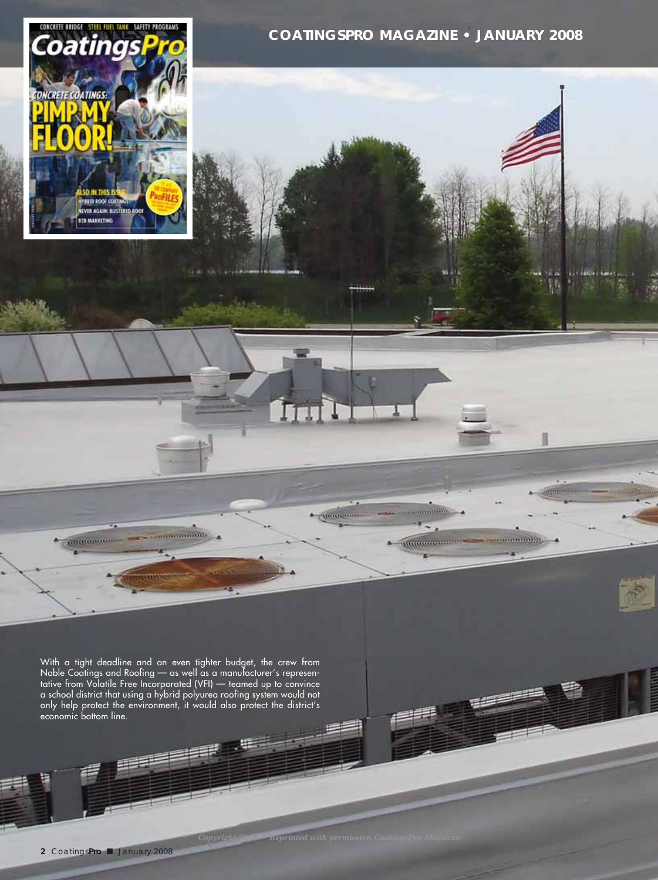With a tight deadline and an even tighter budget, the crew from Noble Coatings and Roofing — as well as a manufacturer's representative from Volatile Free Incorporated (VFI) — teamed up to convince a school district that using a hybrid polyurea roofing system would not only help protect the environment, it would also protect the district's economic bottom line.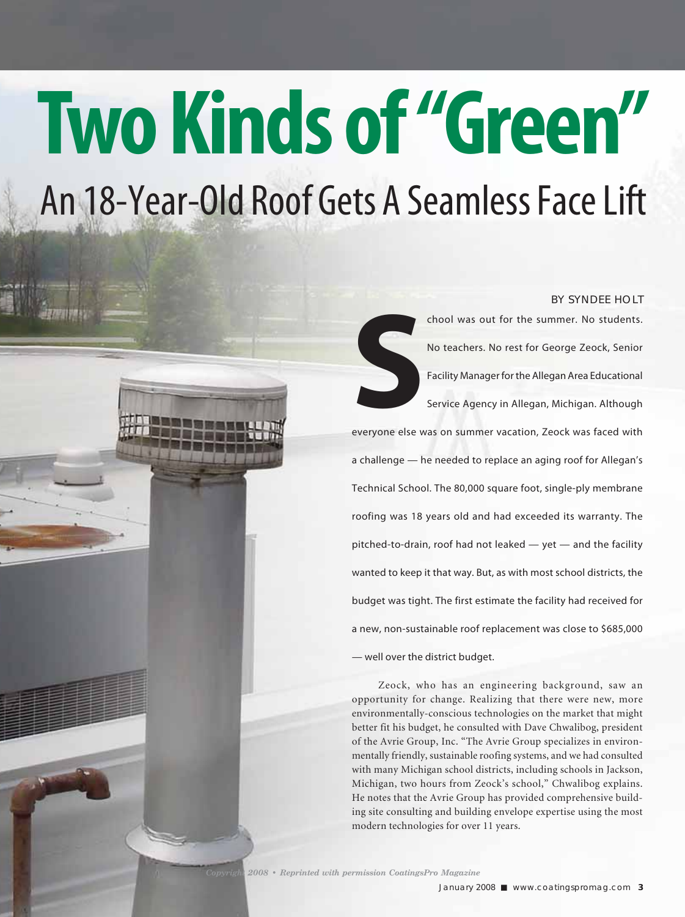# Two Kinds of "Green"

## An 18-Year-Old Roof Gets A Seamless Face Lift

BY SYNDEE HOLT

School was out for the summer. No students. No teachers. No rest for George Zeock, Senior Facility Manager for the Allegan Area Educational Service Agency in Allegan, Michigan. Although everyone else was on summer vacation, Zeock was faced with a challenge — he needed to replace an aging roof for Allegan's Technical School. The 80,000 square foot, single-ply membrane roofing was 18 years old and had exceeded its warranty. The pitched-to-drain, roof had not leaked — yet — and the facility wanted to keep it that way. But, as with most school districts, the budget was tight. The first estimate the facility had received for a new, non-sustainable roof replacement was close to $685,000 — well over the district budget.

Zeock, who has an engineering background, saw an opportunity for change. Realizing that there were new, more environmentally-conscious technologies on the market that might better fit his budget, he consulted with Dave Chwalibog, president of the Avrie Group, Inc. "The Avrie Group specializes in environmentally friendly, sustainable roofing systems, and we had consulted with many Michigan school districts, including schools in Jackson, Michigan, two hours from Zeock's school," Chwalibog explains. He notes that the Avrie Group has provided comprehensive building site consulting and building envelope expertise using the most modern technologies for over 11 years.

*Copyright 2008 • Reprinted with permission CoatingsPro Magazine*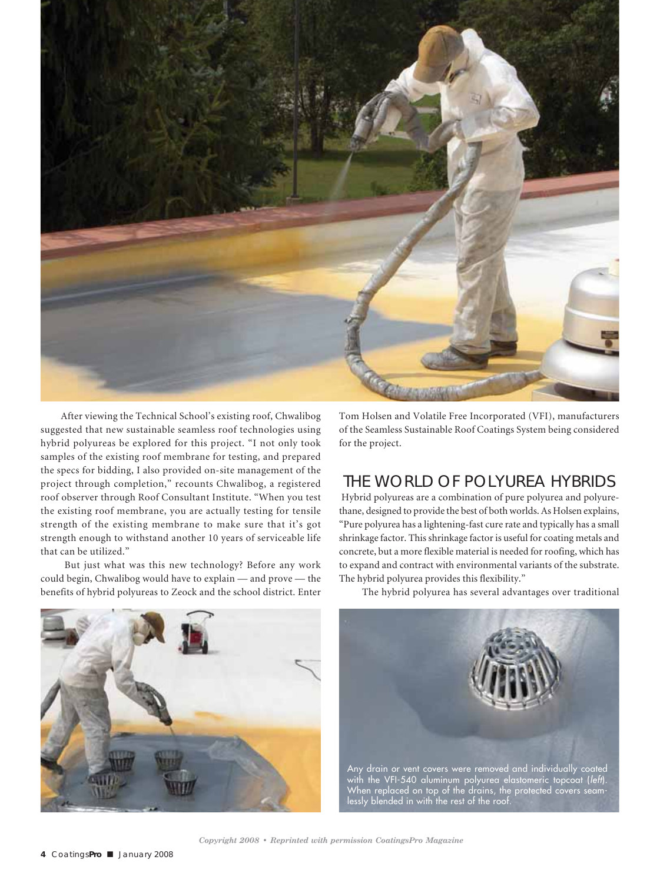After viewing the Technical School's existing roof, Chwalibog suggested that new sustainable seamless roof technologies using hybrid polyureas be explored for this project. "I not only took samples of the existing roof membrane for testing, and prepared the specs for bidding, I also provided on-site management of the project through completion," recounts Chwalibog, a registered roof observer through Roof Consultant Institute. "When you test the existing roof membrane, you are actually testing for tensile strength of the existing membrane to make sure that it's got strength enough to withstand another 10 years of serviceable life that can be utilized."

But just what was this new technology? Before any work could begin, Chwalibog would have to explain — and prove — the benefits of hybrid polyureas to Zeock and the school district. Enter Tom Holsen and Volatile Free Incorporated (VFI), manufacturers of the Seamless Sustainable Roof Coatings System being considered for the project.

## THE WORLD OF POLYUREA HYBRIDS

Hybrid polyureas are a combination of pure polyurea and polyurethane, designed to provide the best of both worlds. As Holsen explains, "Pure polyurea has a lightening-fast cure rate and typically has a small shrinkage factor. This shrinkage factor is useful for coating metals and concrete, but a more flexible material is needed for roofing, which has to expand and contract with environmental variants of the substrate. The hybrid polyurea provides this flexibility."

The hybrid polyurea has several advantages over traditional

Any drain or vent covers were removed and individually coated with the VFI-540 aluminum polyurea elastomeric topcoat (*left*). When replaced on top of the drains, the protected covers seamlessly blended in with the rest of the roof.

*Copyright 2008 • Reprinted with permission CoatingsPro Magazine*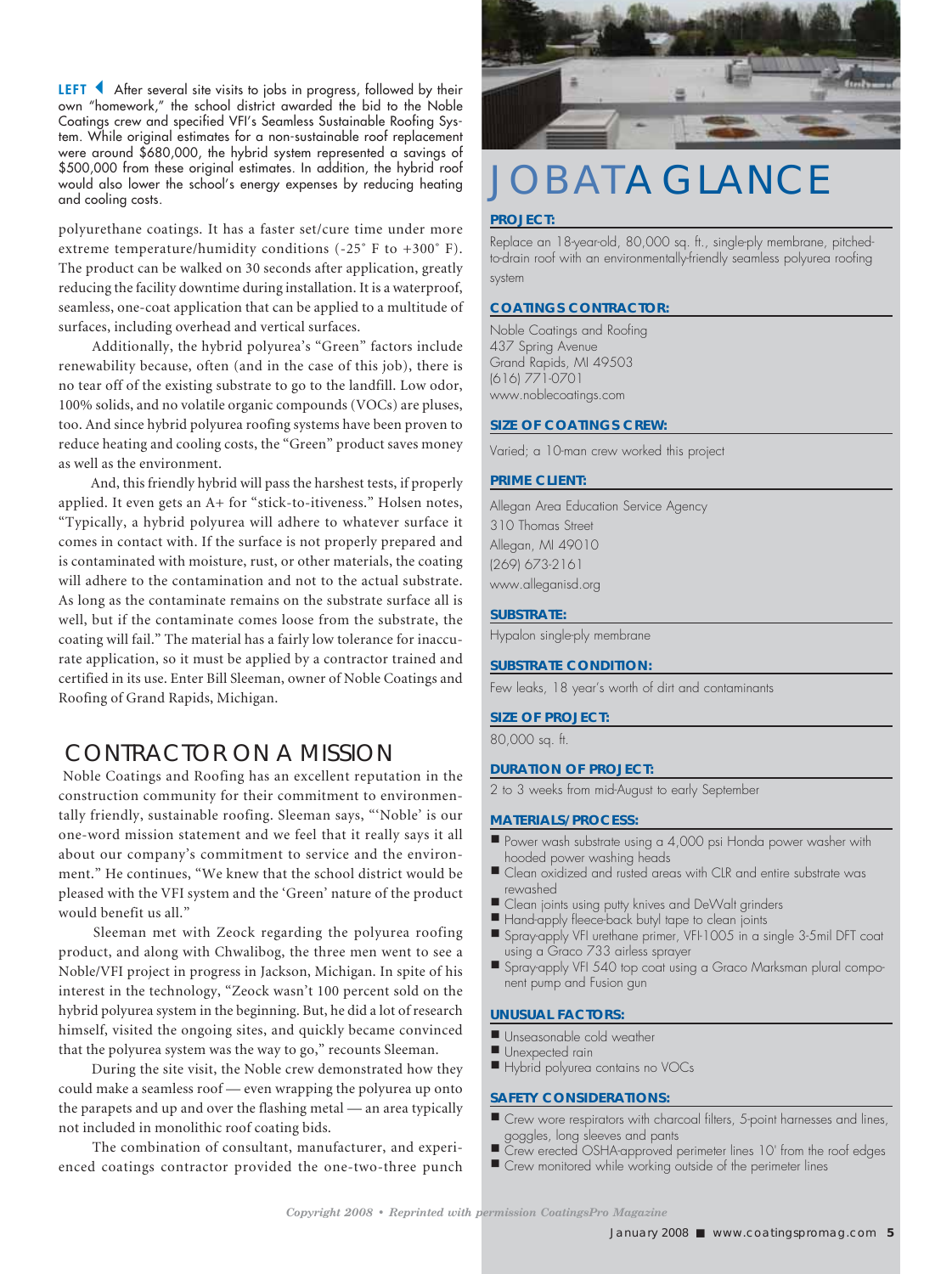**LEFT** After several site visits to jobs in progress, followed by their own "homework," the school district awarded the bid to the Noble Coatings crew and specified VFI's Seamless Sustainable Roofing System. While original estimates for a non-sustainable roof replacement were around $680,000, the hybrid system represented a savings of $500,000 from these original estimates. In addition, the hybrid roof would also lower the school's energy expenses by reducing heating and cooling costs.

polyurethane coatings. It has a faster set/cure time under more extreme temperature/humidity conditions (-25˚ F to +300˚ F). The product can be walked on 30 seconds after application, greatly reducing the facility downtime during installation. It is a waterproof, seamless, one-coat application that can be applied to a multitude of surfaces, including overhead and vertical surfaces.

Additionally, the hybrid polyurea's "Green" factors include renewability because, often (and in the case of this job), there is no tear off of the existing substrate to go to the landfill. Low odor, 100% solids, and no volatile organic compounds (VOCs) are pluses, too. And since hybrid polyurea roofing systems have been proven to reduce heating and cooling costs, the "Green" product saves money as well as the environment.

And, this friendly hybrid will pass the harshest tests, if properly applied. It even gets an A+ for "stick-to-itiveness." Holsen notes, "Typically, a hybrid polyurea will adhere to whatever surface it comes in contact with. If the surface is not properly prepared and is contaminated with moisture, rust, or other materials, the coating will adhere to the contamination and not to the actual substrate. As long as the contaminate remains on the substrate surface all is well, but if the contaminate comes loose from the substrate, the coating will fail." The material has a fairly low tolerance for inaccurate application, so it must be applied by a contractor trained and certified in its use. Enter Bill Sleeman, owner of Noble Coatings and Roofing of Grand Rapids, Michigan.

## CONTRACTOR ON A MISSION

Noble Coatings and Roofing has an excellent reputation in the construction community for their commitment to environmentally friendly, sustainable roofing. Sleeman says, "'Noble' is our one-word mission statement and we feel that it really says it all about our company's commitment to service and the environment." He continues, "We knew that the school district would be pleased with the VFI system and the 'Green' nature of the product would benefit us all."

Sleeman met with Zeock regarding the polyurea roofing product, and along with Chwalibog, the three men went to see a Noble/VFI project in progress in Jackson, Michigan. In spite of his interest in the technology, "Zeock wasn't 100 percent sold on the hybrid polyurea system in the beginning. But, he did a lot of research himself, visited the ongoing sites, and quickly became convinced that the polyurea system was the way to go," recounts Sleeman.

During the site visit, the Noble crew demonstrated how they could make a seamless roof — even wrapping the polyurea up onto the parapets and up and over the flashing metal — an area typically not included in monolithic roof coating bids.

The combination of consultant, manufacturer, and experienced coatings contractor provided the one-two-three punch

# JOB AT A GLANCE

**PROJECT:**
Replace an 18-year-old, 80,000 sq. ft., single-ply membrane, pitched-to-drain roof with an environmentally-friendly seamless polyurea roofing system

**COATINGS CONTRACTOR:**
Noble Coatings and Roofing
437 Spring Avenue
Grand Rapids, MI 49503
(616) 771-0701
www.noblecoatings.com

**SIZE OF COATINGS CREW:**
Varied; a 10-man crew worked this project

**PRIME CLIENT:**
Allegan Area Education Service Agency
310 Thomas Street
Allegan, MI 49010
(269) 673-2161
www.alleganisd.org

**SUBSTRATE:**
Hypalon single-ply membrane

**SUBSTRATE CONDITION:**
Few leaks, 18 year's worth of dirt and contaminants

**SIZE OF PROJECT:**
80,000 sq. ft.

**DURATION OF PROJECT:**
2 to 3 weeks from mid-August to early September

**MATERIALS/PROCESS:**
- Power wash substrate using a 4,000 psi Honda power washer with hooded power washing heads
- Clean oxidized and rusted areas with CLR and entire substrate was rewashed
- Clean joints using putty knives and DeWalt grinders
- Hand-apply fleece-back butyl tape to clean joints
- Spray-apply VFI urethane primer, VFI-1005 in a single 3-5mil DFT coat using a Graco 733 airless sprayer
- Spray-apply VFI 540 top coat using a Graco Marksman plural component pump and Fusion gun

**UNUSUAL FACTORS:**
- Unseasonable cold weather
- Unexpected rain
- Hybrid polyurea contains no VOCs

**SAFETY CONSIDERATIONS:**
- Crew wore respirators with charcoal filters, 5-point harnesses and lines, goggles, long sleeves and pants
- Crew erected OSHA-approved perimeter lines 10' from the roof edges
- Crew monitored while working outside of the perimeter lines

*Copyright 2008 • Reprinted with permission CoatingsPro Magazine*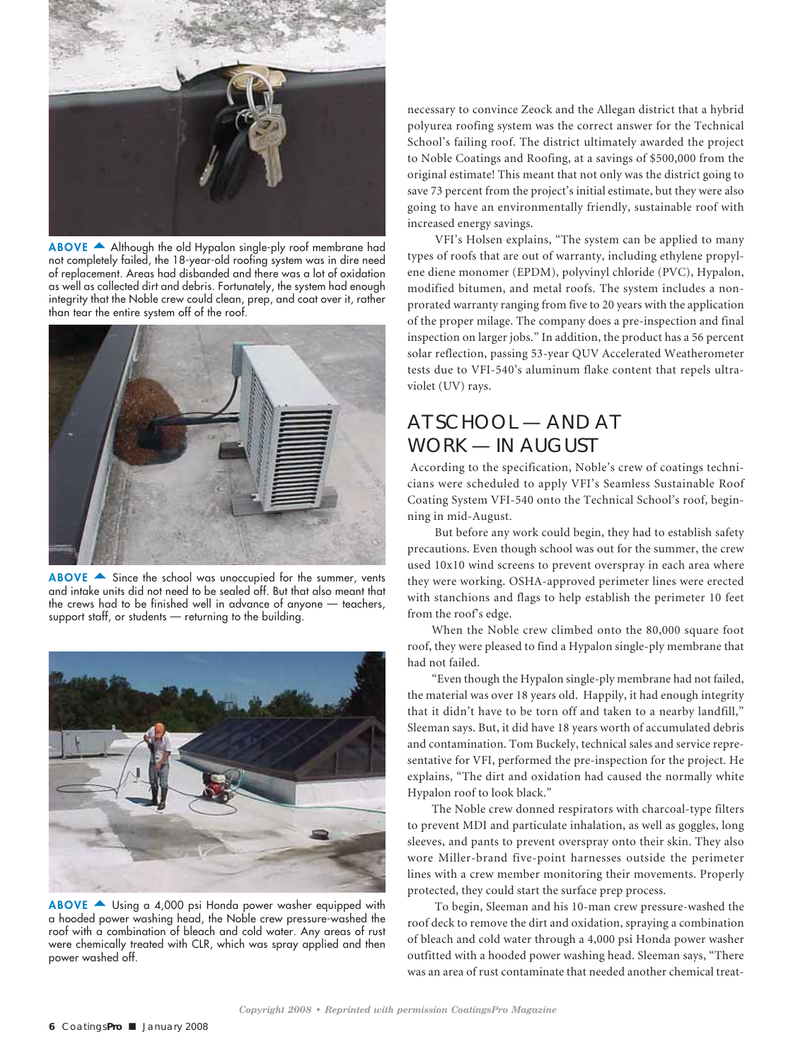**ABOVE ▲** Although the old Hypalon single-ply roof membrane had not completely failed, the 18-year-old roofing system was in dire need of replacement. Areas had disbanded and there was a lot of oxidation as well as collected dirt and debris. Fortunately, the system had enough integrity that the Noble crew could clean, prep, and coat over it, rather than tear the entire system off of the roof.

**ABOVE ▲** Since the school was unoccupied for the summer, vents and intake units did not need to be sealed off. But that also meant that the crews had to be finished well in advance of anyone — teachers, support staff, or students — returning to the building.

**ABOVE ▲** Using a 4,000 psi Honda power washer equipped with a hooded power washing head, the Noble crew pressure-washed the roof with a combination of bleach and cold water. Any areas of rust were chemically treated with CLR, which was spray applied and then power washed off.

necessary to convince Zeock and the Allegan district that a hybrid polyurea roofing system was the correct answer for the Technical School's failing roof. The district ultimately awarded the project to Noble Coatings and Roofing, at a savings of $500,000 from the original estimate! This meant that not only was the district going to save 73 percent from the project's initial estimate, but they were also going to have an environmentally friendly, sustainable roof with increased energy savings.

VFI's Holsen explains, "The system can be applied to many types of roofs that are out of warranty, including ethylene propylene diene monomer (EPDM), polyvinyl chloride (PVC), Hypalon, modified bitumen, and metal roofs. The system includes a non-prorated warranty ranging from five to 20 years with the application of the proper milage. The company does a pre-inspection and final inspection on larger jobs." In addition, the product has a 56 percent solar reflection, passing 53-year QUV Accelerated Weatherometer tests due to VFI-540's aluminum flake content that repels ultraviolet (UV) rays.

## AT SCHOOL — AND AT WORK — IN AUGUST

According to the specification, Noble's crew of coatings technicians were scheduled to apply VFI's Seamless Sustainable Roof Coating System VFI-540 onto the Technical School's roof, beginning in mid-August.

But before any work could begin, they had to establish safety precautions. Even though school was out for the summer, the crew used 10x10 wind screens to prevent overspray in each area where they were working. OSHA-approved perimeter lines were erected with stanchions and flags to help establish the perimeter 10 feet from the roof's edge.

When the Noble crew climbed onto the 80,000 square foot roof, they were pleased to find a Hypalon single-ply membrane that had not failed.

"Even though the Hypalon single-ply membrane had not failed, the material was over 18 years old. Happily, it had enough integrity that it didn't have to be torn off and taken to a nearby landfill," Sleeman says. But, it did have 18 years worth of accumulated debris and contamination. Tom Buckely, technical sales and service representative for VFI, performed the pre-inspection for the project. He explains, "The dirt and oxidation had caused the normally white Hypalon roof to look black."

The Noble crew donned respirators with charcoal-type filters to prevent MDI and particulate inhalation, as well as goggles, long sleeves, and pants to prevent overspray onto their skin. They also wore Miller-brand five-point harnesses outside the perimeter lines with a crew member monitoring their movements. Properly protected, they could start the surface prep process.

To begin, Sleeman and his 10-man crew pressure-washed the roof deck to remove the dirt and oxidation, spraying a combination of bleach and cold water through a 4,000 psi Honda power washer outfitted with a hooded power washing head. Sleeman says, "There was an area of rust contaminate that needed another chemical treat-

*Copyright 2008 • Reprinted with permission CoatingsPro Magazine*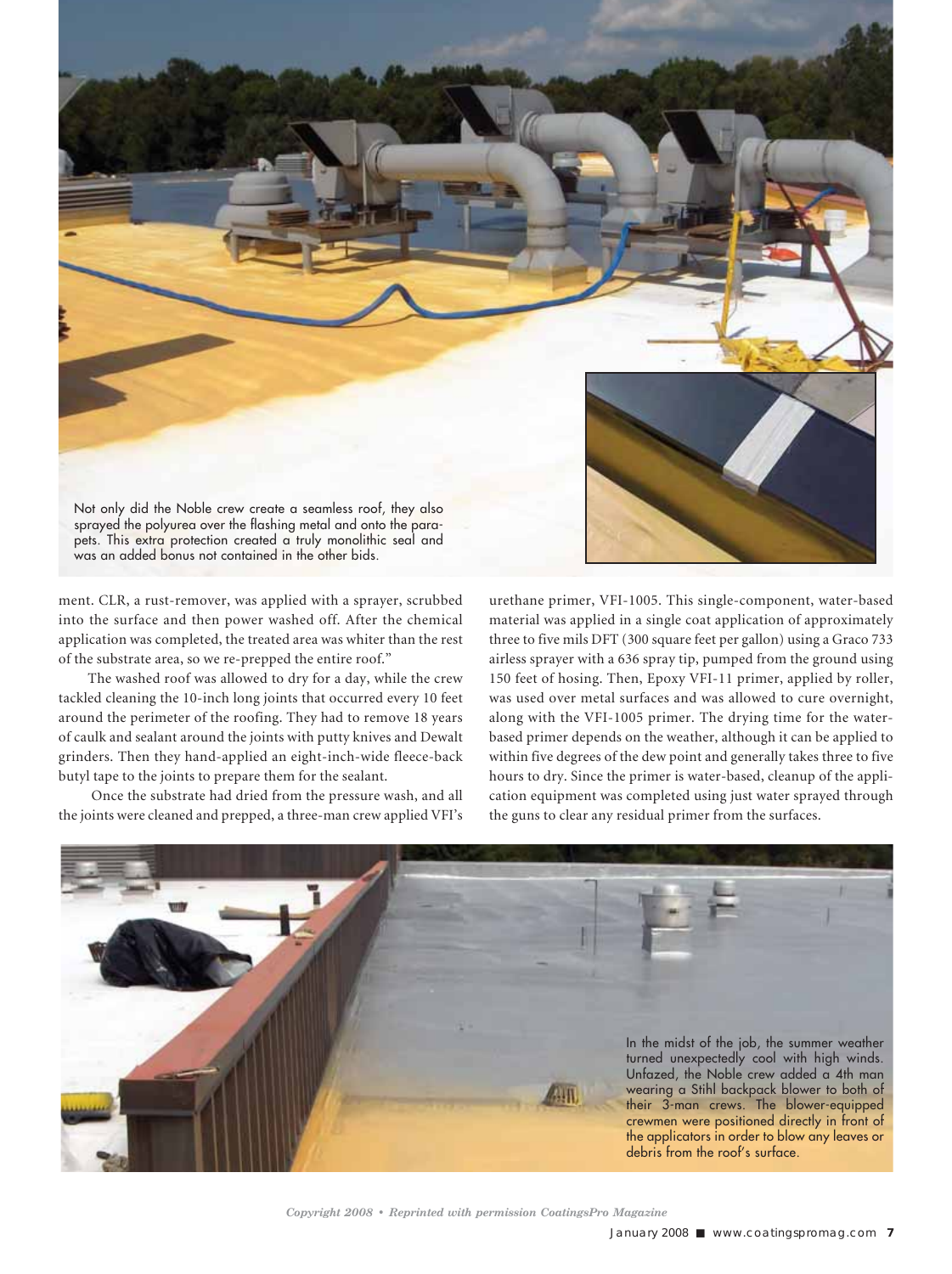Not only did the Noble crew create a seamless roof, they also sprayed the polyurea over the flashing metal and onto the parapets. This extra protection created a truly monolithic seal and was an added bonus not contained in the other bids.

ment. CLR, a rust-remover, was applied with a sprayer, scrubbed into the surface and then power washed off. After the chemical application was completed, the treated area was whiter than the rest of the substrate area, so we re-prepped the entire roof."

The washed roof was allowed to dry for a day, while the crew tackled cleaning the 10-inch long joints that occurred every 10 feet around the perimeter of the roofing. They had to remove 18 years of caulk and sealant around the joints with putty knives and Dewalt grinders. Then they hand-applied an eight-inch-wide fleece-back butyl tape to the joints to prepare them for the sealant.

Once the substrate had dried from the pressure wash, and all the joints were cleaned and prepped, a three-man crew applied VFI's urethane primer, VFI-1005. This single-component, water-based material was applied in a single coat application of approximately three to five mils DFT (300 square feet per gallon) using a Graco 733 airless sprayer with a 636 spray tip, pumped from the ground using 150 feet of hosing. Then, Epoxy VFI-11 primer, applied by roller, was used over metal surfaces and was allowed to cure overnight, along with the VFI-1005 primer. The drying time for the water-based primer depends on the weather, although it can be applied to within five degrees of the dew point and generally takes three to five hours to dry. Since the primer is water-based, cleanup of the application equipment was completed using just water sprayed through the guns to clear any residual primer from the surfaces.

In the midst of the job, the summer weather turned unexpectedly cool with high winds. Unfazed, the Noble crew added a 4th man wearing a Stihl backpack blower to both of their 3-man crews. The blower-equipped crewmen were positioned directly in front of the applicators in order to blow any leaves or debris from the roof's surface.

*Copyright 2008 • Reprinted with permission CoatingsPro Magazine*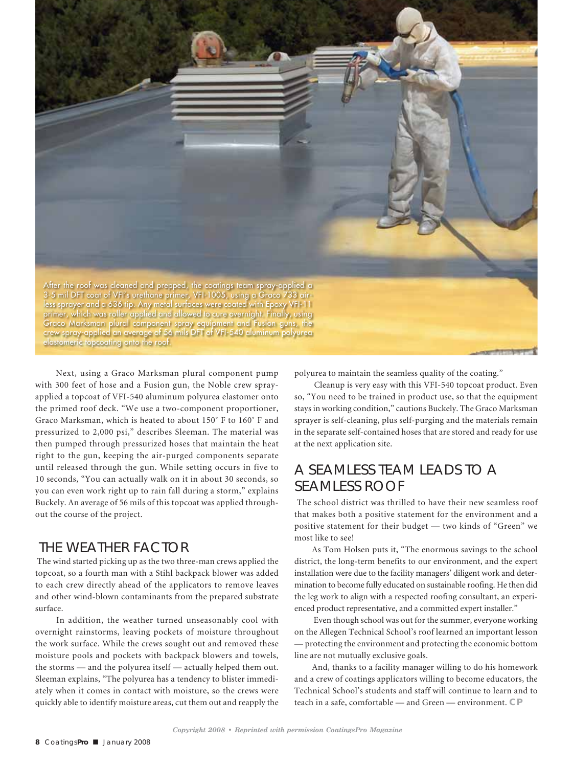After the roof was cleaned and prepped, the coatings team spray-applied a 3-5 mil DFT coat of VFI's urethane primer, VFI-1005, using a Graco 733 airless sprayer and a 636 tip. Any metal surfaces were coated with Epoxy VFI-11 primer, which was roller-applied and allowed to cure overnight. Finally, using Graco Marksman plural component spray equipment and Fusion guns, the crew spray-applied an average of 56 mils DFT of VFI-540 aluminum polyurea elastomeric topcoating onto the roof.

Next, using a Graco Marksman plural component pump with 300 feet of hose and a Fusion gun, the Noble crew spray-applied a topcoat of VFI-540 aluminum polyurea elastomer onto the primed roof deck. "We use a two-component proportioner, Graco Marksman, which is heated to about 150˚ F to 160˚ F and pressurized to 2,000 psi," describes Sleeman. The material was then pumped through pressurized hoses that maintain the heat right to the gun, keeping the air-purged components separate until released through the gun. While setting occurs in five to 10 seconds, "You can actually walk on it in about 30 seconds, so you can even work right up to rain fall during a storm," explains Buckely. An average of 56 mils of this topcoat was applied throughout the course of the project.

## THE WEATHER FACTOR

The wind started picking up as the two three-man crews applied the topcoat, so a fourth man with a Stihl backpack blower was added to each crew directly ahead of the applicators to remove leaves and other wind-blown contaminants from the prepared substrate surface.

In addition, the weather turned unseasonably cool with overnight rainstorms, leaving pockets of moisture throughout the work surface. While the crews sought out and removed these moisture pools and pockets with backpack blowers and towels, the storms — and the polyurea itself — actually helped them out. Sleeman explains, "The polyurea has a tendency to blister immediately when it comes in contact with moisture, so the crews were quickly able to identify moisture areas, cut them out and reapply the polyurea to maintain the seamless quality of the coating."

Cleanup is very easy with this VFI-540 topcoat product. Even so, "You need to be trained in product use, so that the equipment stays in working condition," cautions Buckely. The Graco Marksman sprayer is self-cleaning, plus self-purging and the materials remain in the separate self-contained hoses that are stored and ready for use at the next application site.

## A SEAMLESS TEAM LEADS TO A SEAMLESS ROOF

The school district was thrilled to have their new seamless roof that makes both a positive statement for the environment and a positive statement for their budget — two kinds of "Green" we most like to see!

As Tom Holsen puts it, "The enormous savings to the school district, the long-term benefits to our environment, and the expert installation were due to the facility managers' diligent work and determination to become fully educated on sustainable roofing. He then did the leg work to align with a respected roofing consultant, an experienced product representative, and a committed expert installer."

Even though school was out for the summer, everyone working on the Allegen Technical School's roof learned an important lesson — protecting the environment and protecting the economic bottom line are not mutually exclusive goals.

And, thanks to a facility manager willing to do his homework and a crew of coatings applicators willing to become educators, the Technical School's students and staff will continue to learn and to teach in a safe, comfortable — and Green — environment. **CP**

*Copyright 2008 • Reprinted with permission CoatingsPro Magazine*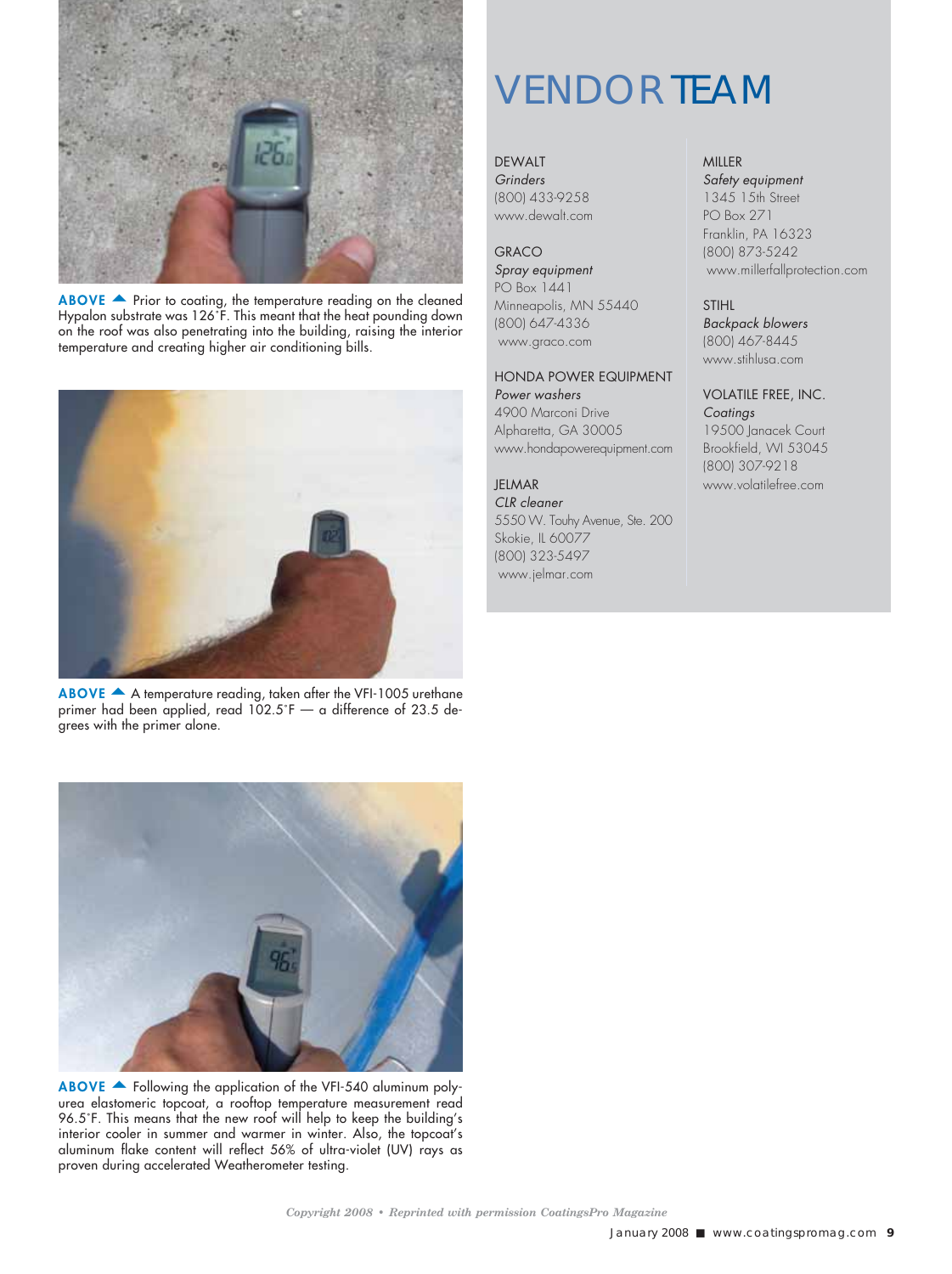**ABOVE** ▲ Prior to coating, the temperature reading on the cleaned Hypalon substrate was 126˚F. This meant that the heat pounding down on the roof was also penetrating into the building, raising the interior temperature and creating higher air conditioning bills.

**ABOVE** ▲ A temperature reading, taken after the VFI-1005 urethane primer had been applied, read 102.5˚F — a difference of 23.5 degrees with the primer alone.

**ABOVE** ▲ Following the application of the VFI-540 aluminum polyurea elastomeric topcoat, a rooftop temperature measurement read 96.5˚F. This means that the new roof will help to keep the building's interior cooler in summer and warmer in winter. Also, the topcoat's aluminum flake content will reflect 56% of ultra-violet (UV) rays as proven during accelerated Weatherometer testing.

# VENDOR TEAM

DEWALT
*Grinders*
(800) 433-9258
www.dewalt.com

GRACO
*Spray equipment*
PO Box 1441
Minneapolis, MN 55440
(800) 647-4336
www.graco.com

HONDA POWER EQUIPMENT
*Power washers*
4900 Marconi Drive
Alpharetta, GA 30005
www.hondapowerequipment.com

JELMAR
*CLR cleaner*
5550 W. Touhy Avenue, Ste. 200
Skokie, IL 60077
(800) 323-5497
www.jelmar.com

MILLER
*Safety equipment*
1345 15th Street
PO Box 271
Franklin, PA 16323
(800) 873-5242
www.millerfallprotection.com

STIHL
*Backpack blowers*
(800) 467-8445
www.stihlusa.com

VOLATILE FREE, INC.
*Coatings*
19500 Janacek Court
Brookfield, WI 53045
(800) 307-9218
www.volatilefree.com

*Copyright 2008 • Reprinted with permission CoatingsPro Magazine*